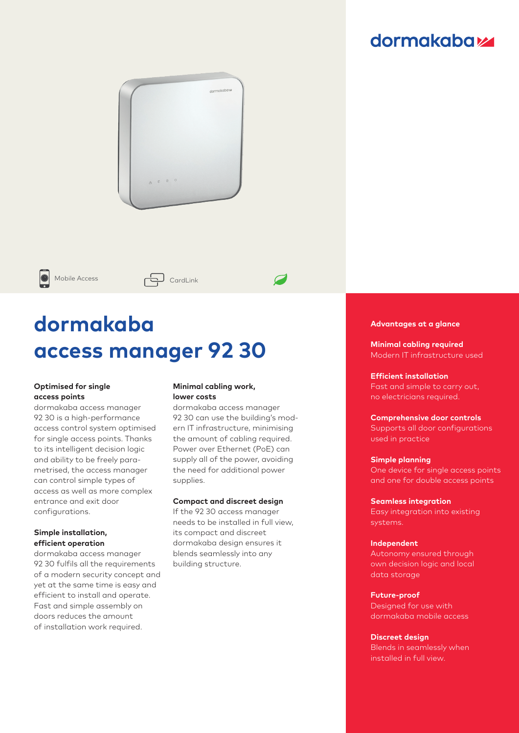dormakaba

Mobile Access    CardLink

# dormakaba access manager 92 30

### Optimised for single access points

dormakaba access manager 92 30 is a high-performance access control system optimised for single access points. Thanks to its intelligent decision logic and ability to be freely parametrised, the access manager can control simple types of access as well as more complex entrance and exit door configurations.

### Simple installation, efficient operation

dormakaba access manager 92 30 fulfils all the requirements of a modern security concept and yet at the same time is easy and efficient to install and operate. Fast and simple assembly on doors reduces the amount of installation work required.

### Minimal cabling work, lower costs

dormakaba access manager 92 30 can use the building's modern IT infrastructure, minimising the amount of cabling required. Power over Ethernet (PoE) can supply all of the power, avoiding the need for additional power supplies.

### Compact and discreet design

If the 92 30 access manager needs to be installed in full view, its compact and discreet dormakaba design ensures it blends seamlessly into any building structure.

### Advantages at a glance

**Minimal cabling required**
Modern IT infrastructure used

**Efficient installation**
Fast and simple to carry out, no electricians required.

**Comprehensive door controls**
Supports all door configurations used in practice

**Simple planning**
One device for single access points and one for double access points

**Seamless integration**
Easy integration into existing systems.

**Independent**
Autonomy ensured through own decision logic and local data storage

**Future-proof**
Designed for use with dormakaba mobile access

**Discreet design**
Blends in seamlessly when installed in full view.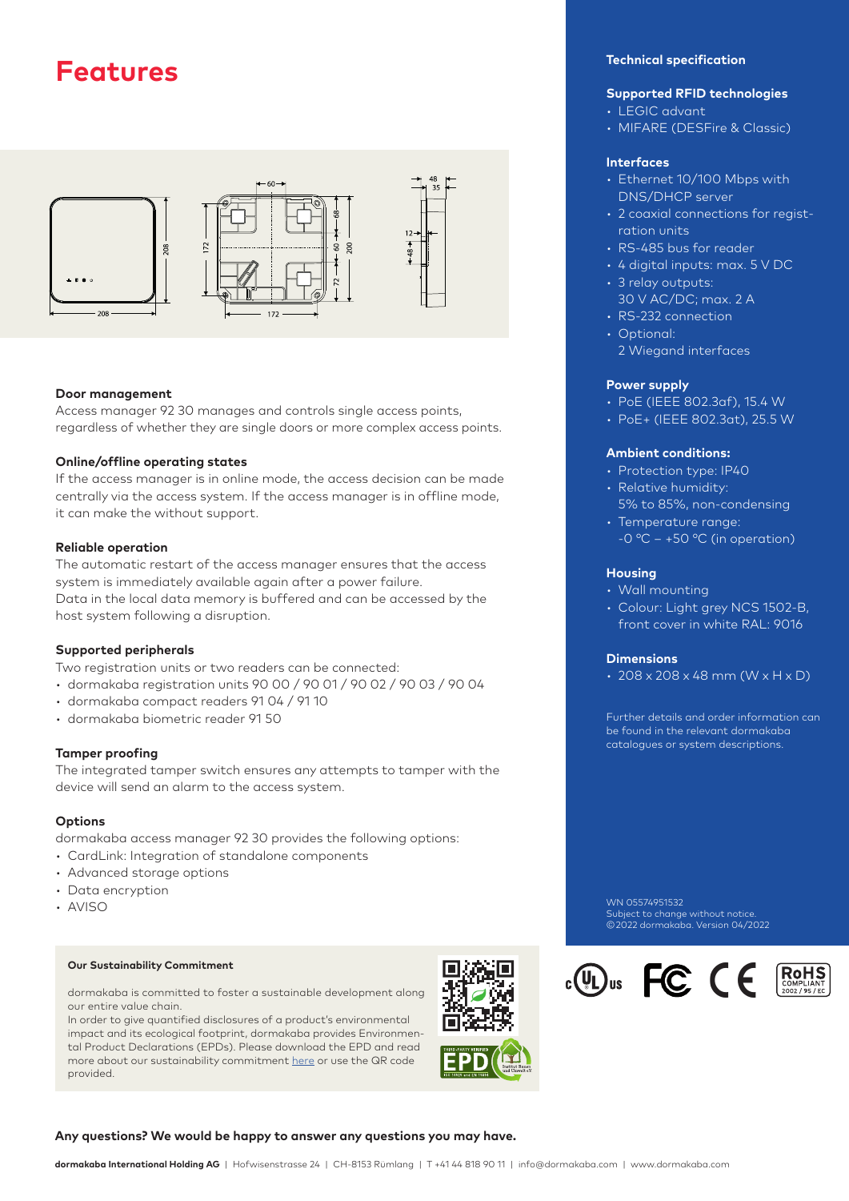# Features

### Door management

Access manager 92 30 manages and controls single access points, regardless of whether they are single doors or more complex access points.

### Online/offline operating states

If the access manager is in online mode, the access decision can be made centrally via the access system. If the access manager is in offline mode, it can make the without support.

### Reliable operation

The automatic restart of the access manager ensures that the access system is immediately available again after a power failure.
Data in the local data memory is buffered and can be accessed by the host system following a disruption.

### Supported peripherals

Two registration units or two readers can be connected:

- dormakaba registration units 90 00 / 90 01 / 90 02 / 90 03 / 90 04
- dormakaba compact readers 91 04 / 91 10
- dormakaba biometric reader 91 50

### Tamper proofing

The integrated tamper switch ensures any attempts to tamper with the device will send an alarm to the access system.

### Options

dormakaba access manager 92 30 provides the following options:

- CardLink: Integration of standalone components
- Advanced storage options
- Data encryption
- AVISO

#### Our Sustainability Commitment

dormakaba is committed to foster a sustainable development along our entire value chain.
In order to give quantified disclosures of a product's environmental impact and its ecological footprint, dormakaba provides Environmental Product Declarations (EPDs). Please download the EPD and read more about our sustainability commitment here or use the QR code provided.

## Technical specification

### Supported RFID technologies

- LEGIC advant
- MIFARE (DESFire & Classic)

### Interfaces

- Ethernet 10/100 Mbps with DNS/DHCP server
- 2 coaxial connections for registration units
- RS-485 bus for reader
- 4 digital inputs: max. 5 V DC
- 3 relay outputs: 30 V AC/DC; max. 2 A
- RS-232 connection
- Optional: 2 Wiegand interfaces

### Power supply

- PoE (IEEE 802.3af), 15.4 W
- PoE+ (IEEE 802.3at), 25.5 W

### Ambient conditions:

- Protection type: IP40
- Relative humidity: 5% to 85%, non-condensing
- Temperature range: -0 °C – +50 °C (in operation)

### Housing

- Wall mounting
- Colour: Light grey NCS 1502-B, front cover in white RAL: 9016

### Dimensions

- 208 x 208 x 48 mm (W x H x D)

Further details and order information can be found in the relevant dormakaba catalogues or system descriptions.

WN 05574951532
Subject to change without notice.
©2022 dormakaba. Version 04/2022

**Any questions? We would be happy to answer any questions you may have.**

**dormakaba International Holding AG** | Hofwisenstrasse 24 | CH-8153 Rümlang | T +41 44 818 90 11 | info@dormakaba.com | www.dormakaba.com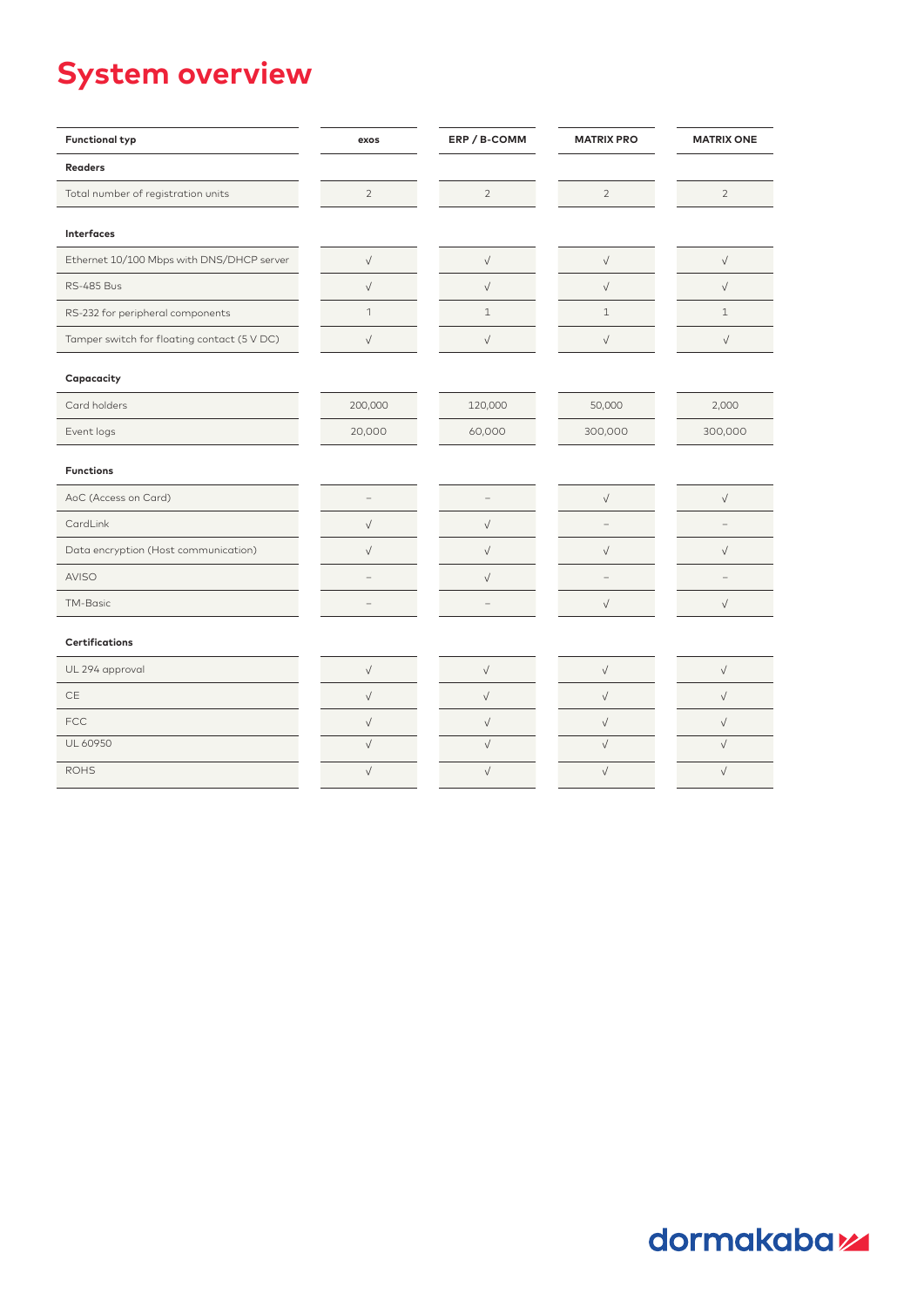# System overview

| Functional typ | exos | ERP / B-COMM | MATRIX PRO | MATRIX ONE |
|---|---|---|---|---|
| **Readers** | | | | |
| Total number of registration units | 2 | 2 | 2 | 2 |
| **Interfaces** | | | | |
| Ethernet 10/100 Mbps with DNS/DHCP server | √ | √ | √ | √ |
| RS-485 Bus | √ | √ | √ | √ |
| RS-232 for peripheral components | 1 | 1 | 1 | 1 |
| Tamper switch for floating contact (5 V DC) | √ | √ | √ | √ |
| **Capacacity** | | | | |
| Card holders | 200,000 | 120,000 | 50,000 | 2,000 |
| Event logs | 20,000 | 60,000 | 300,000 | 300,000 |
| **Functions** | | | | |
| AoC (Access on Card) | – | – | √ | √ |
| CardLink | √ | √ | – | – |
| Data encryption (Host communication) | √ | √ | √ | √ |
| AVISO | – | √ | – | – |
| TM-Basic | – | – | √ | √ |
| **Certifications** | | | | |
| UL 294 approval | √ | √ | √ | √ |
| CE | √ | √ | √ | √ |
| FCC | √ | √ | √ | √ |
| UL 60950 | √ | √ | √ | √ |
| ROHS | √ | √ | √ | √ |

dormakaba